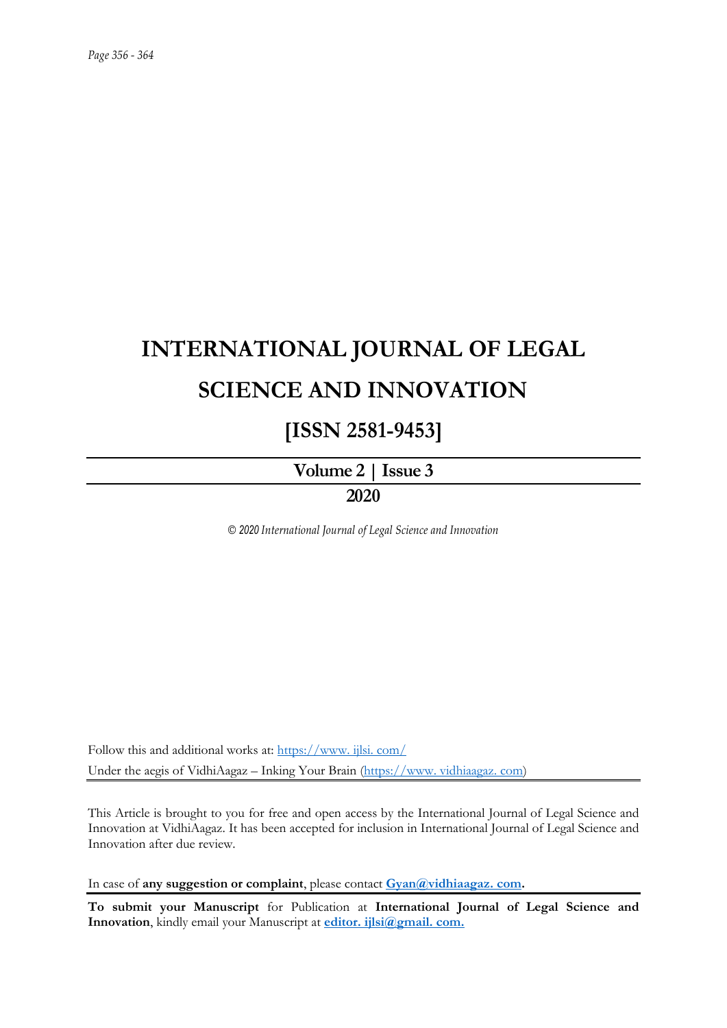# INTERNATIONAL JOURNAL OF LEGAL SCIENCE AND INNOVATION

## [ISSN 2581-9453]

**Volume 2 | Issue 3**

**2020**

*© 2020 International Journal of Legal Science and Innovation*

Follow this and additional works at: https://www. ijlsi. com/

Under the aegis of VidhiAagaz – Inking Your Brain (https://www. vidhiaagaz. com)

This Article is brought to you for free and open access by the International Journal of Legal Science and Innovation at VidhiAagaz. It has been accepted for inclusion in International Journal of Legal Science and Innovation after due review.

In case of **any suggestion or complaint**, please contact **Gyan@vidhiaagaz. com.**

**To submit your Manuscript** for Publication at **International Journal of Legal Science and Innovation**, kindly email your Manuscript at **editor. ijlsi@gmail. com.**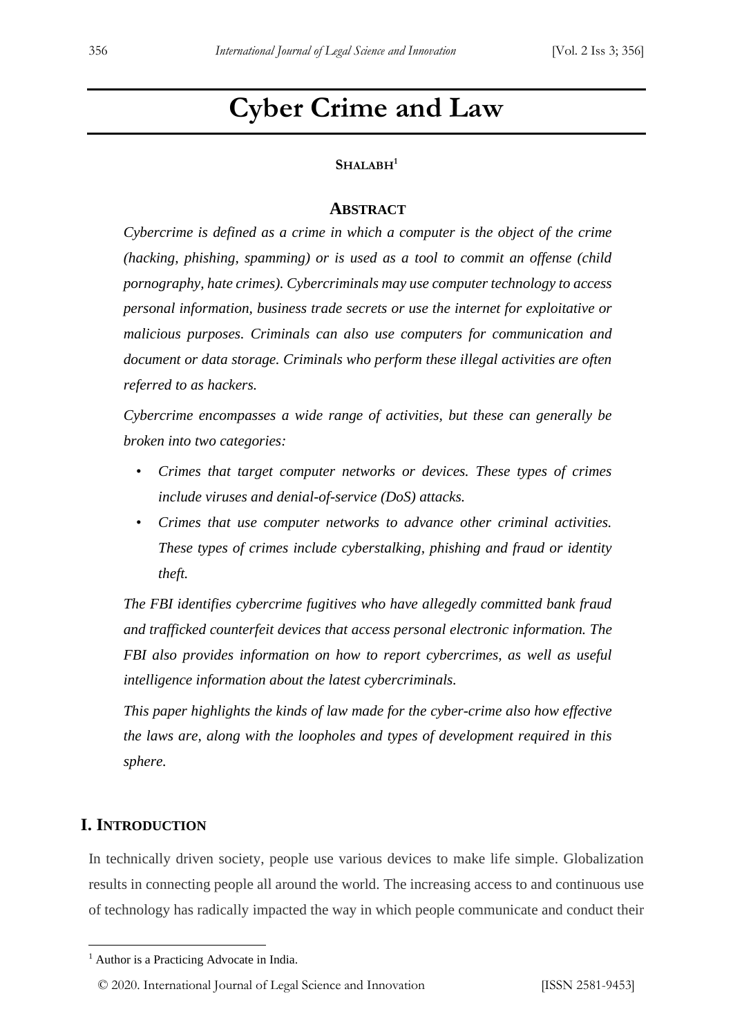# Cyber Crime and Law

**Shalabh**[1]

## Abstract

*Cybercrime is defined as a crime in which a computer is the object of the crime (hacking, phishing, spamming) or is used as a tool to commit an offense (child pornography, hate crimes). Cybercriminals may use computer technology to access personal information, business trade secrets or use the internet for exploitative or malicious purposes. Criminals can also use computers for communication and document or data storage. Criminals who perform these illegal activities are often referred to as hackers.*

*Cybercrime encompasses a wide range of activities, but these can generally be broken into two categories:*

- *Crimes that target computer networks or devices. These types of crimes include viruses and denial-of-service (DoS) attacks.*
- *Crimes that use computer networks to advance other criminal activities. These types of crimes include cyberstalking, phishing and fraud or identity theft.*

*The FBI identifies cybercrime fugitives who have allegedly committed bank fraud and trafficked counterfeit devices that access personal electronic information. The FBI also provides information on how to report cybercrimes, as well as useful intelligence information about the latest cybercriminals.*

*This paper highlights the kinds of law made for the cyber-crime also how effective the laws are, along with the loopholes and types of development required in this sphere.*

## I. Introduction

In technically driven society, people use various devices to make life simple. Globalization results in connecting people all around the world. The increasing access to and continuous use of technology has radically impacted the way in which people communicate and conduct their

---

[1] Author is a Practicing Advocate in India.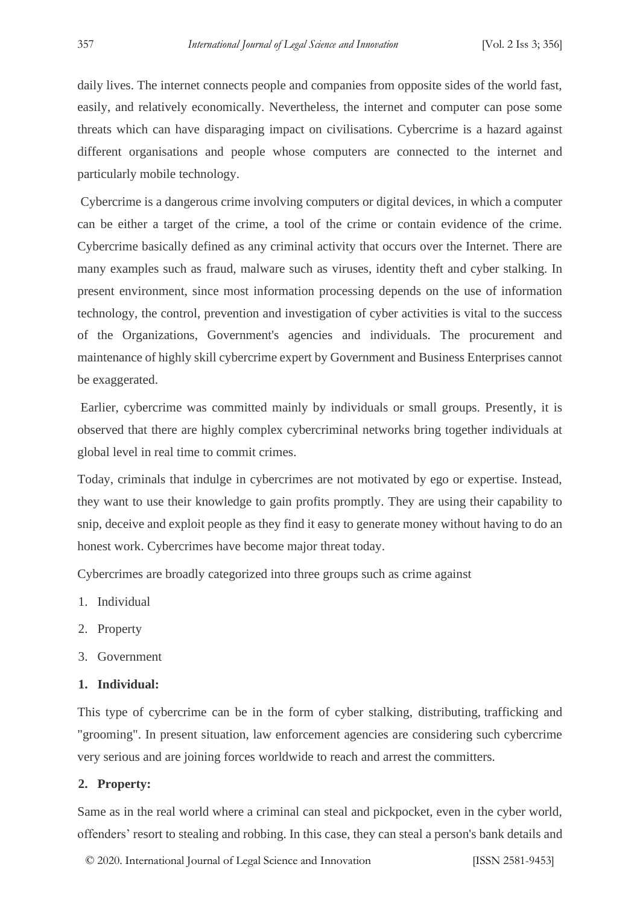daily lives. The internet connects people and companies from opposite sides of the world fast, easily, and relatively economically. Nevertheless, the internet and computer can pose some threats which can have disparaging impact on civilisations. Cybercrime is a hazard against different organisations and people whose computers are connected to the internet and particularly mobile technology.

Cybercrime is a dangerous crime involving computers or digital devices, in which a computer can be either a target of the crime, a tool of the crime or contain evidence of the crime. Cybercrime basically defined as any criminal activity that occurs over the Internet. There are many examples such as fraud, malware such as viruses, identity theft and cyber stalking. In present environment, since most information processing depends on the use of information technology, the control, prevention and investigation of cyber activities is vital to the success of the Organizations, Government's agencies and individuals. The procurement and maintenance of highly skill cybercrime expert by Government and Business Enterprises cannot be exaggerated.

Earlier, cybercrime was committed mainly by individuals or small groups. Presently, it is observed that there are highly complex cybercriminal networks bring together individuals at global level in real time to commit crimes.

Today, criminals that indulge in cybercrimes are not motivated by ego or expertise. Instead, they want to use their knowledge to gain profits promptly. They are using their capability to snip, deceive and exploit people as they find it easy to generate money without having to do an honest work. Cybercrimes have become major threat today.

Cybercrimes are broadly categorized into three groups such as crime against

1. Individual
2. Property
3. Government

**1. Individual:**

This type of cybercrime can be in the form of cyber stalking, distributing, trafficking and "grooming". In present situation, law enforcement agencies are considering such cybercrime very serious and are joining forces worldwide to reach and arrest the committers.

**2. Property:**

Same as in the real world where a criminal can steal and pickpocket, even in the cyber world, offenders' resort to stealing and robbing. In this case, they can steal a person's bank details and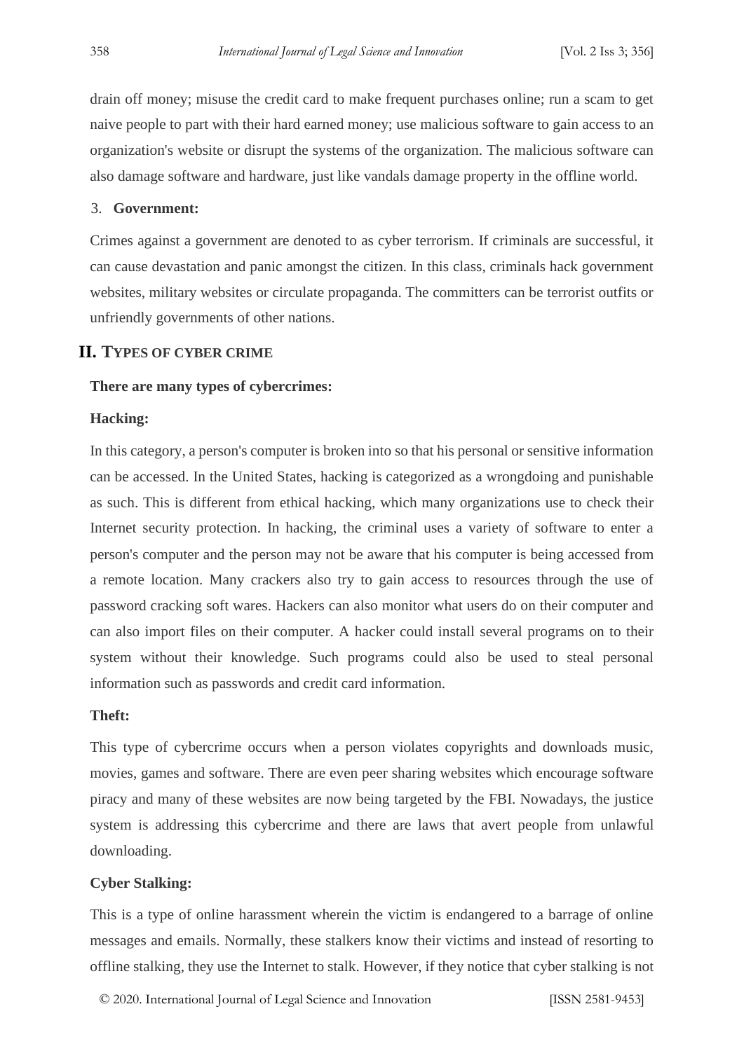drain off money; misuse the credit card to make frequent purchases online; run a scam to get naive people to part with their hard earned money; use malicious software to gain access to an organization's website or disrupt the systems of the organization. The malicious software can also damage software and hardware, just like vandals damage property in the offline world.

3. **Government:**

Crimes against a government are denoted to as cyber terrorism. If criminals are successful, it can cause devastation and panic amongst the citizen. In this class, criminals hack government websites, military websites or circulate propaganda. The committers can be terrorist outfits or unfriendly governments of other nations.

## II. Types of Cyber Crime

**There are many types of cybercrimes:**

**Hacking:**

In this category, a person's computer is broken into so that his personal or sensitive information can be accessed. In the United States, hacking is categorized as a wrongdoing and punishable as such. This is different from ethical hacking, which many organizations use to check their Internet security protection. In hacking, the criminal uses a variety of software to enter a person's computer and the person may not be aware that his computer is being accessed from a remote location. Many crackers also try to gain access to resources through the use of password cracking soft wares. Hackers can also monitor what users do on their computer and can also import files on their computer. A hacker could install several programs on to their system without their knowledge. Such programs could also be used to steal personal information such as passwords and credit card information.

**Theft:**

This type of cybercrime occurs when a person violates copyrights and downloads music, movies, games and software. There are even peer sharing websites which encourage software piracy and many of these websites are now being targeted by the FBI. Nowadays, the justice system is addressing this cybercrime and there are laws that avert people from unlawful downloading.

**Cyber Stalking:**

This is a type of online harassment wherein the victim is endangered to a barrage of online messages and emails. Normally, these stalkers know their victims and instead of resorting to offline stalking, they use the Internet to stalk. However, if they notice that cyber stalking is not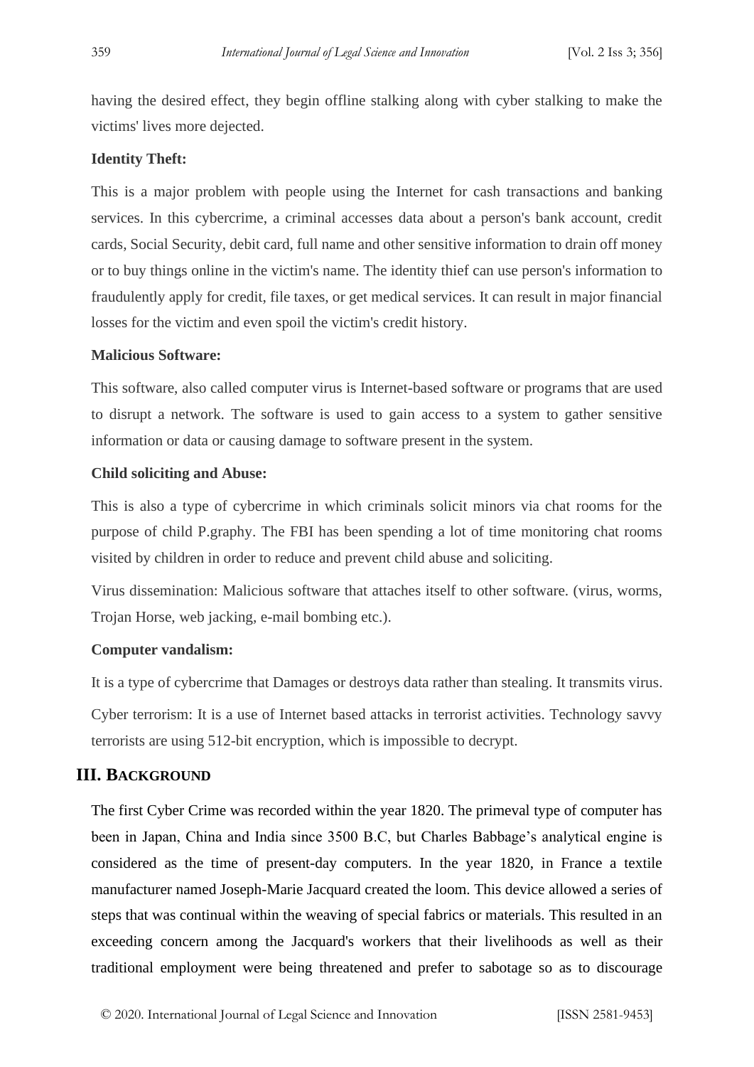having the desired effect, they begin offline stalking along with cyber stalking to make the victims' lives more dejected.

**Identity Theft:**

This is a major problem with people using the Internet for cash transactions and banking services. In this cybercrime, a criminal accesses data about a person's bank account, credit cards, Social Security, debit card, full name and other sensitive information to drain off money or to buy things online in the victim's name. The identity thief can use person's information to fraudulently apply for credit, file taxes, or get medical services. It can result in major financial losses for the victim and even spoil the victim's credit history.

**Malicious Software:**

This software, also called computer virus is Internet-based software or programs that are used to disrupt a network. The software is used to gain access to a system to gather sensitive information or data or causing damage to software present in the system.

**Child soliciting and Abuse:**

This is also a type of cybercrime in which criminals solicit minors via chat rooms for the purpose of child P.graphy. The FBI has been spending a lot of time monitoring chat rooms visited by children in order to reduce and prevent child abuse and soliciting.

Virus dissemination: Malicious software that attaches itself to other software. (virus, worms, Trojan Horse, web jacking, e-mail bombing etc.).

**Computer vandalism:**

It is a type of cybercrime that Damages or destroys data rather than stealing. It transmits virus.

Cyber terrorism: It is a use of Internet based attacks in terrorist activities. Technology savvy terrorists are using 512-bit encryption, which is impossible to decrypt.

## III. BACKGROUND

The first Cyber Crime was recorded within the year 1820. The primeval type of computer has been in Japan, China and India since 3500 B.C, but Charles Babbage's analytical engine is considered as the time of present-day computers. In the year 1820, in France a textile manufacturer named Joseph-Marie Jacquard created the loom. This device allowed a series of steps that was continual within the weaving of special fabrics or materials. This resulted in an exceeding concern among the Jacquard's workers that their livelihoods as well as their traditional employment were being threatened and prefer to sabotage so as to discourage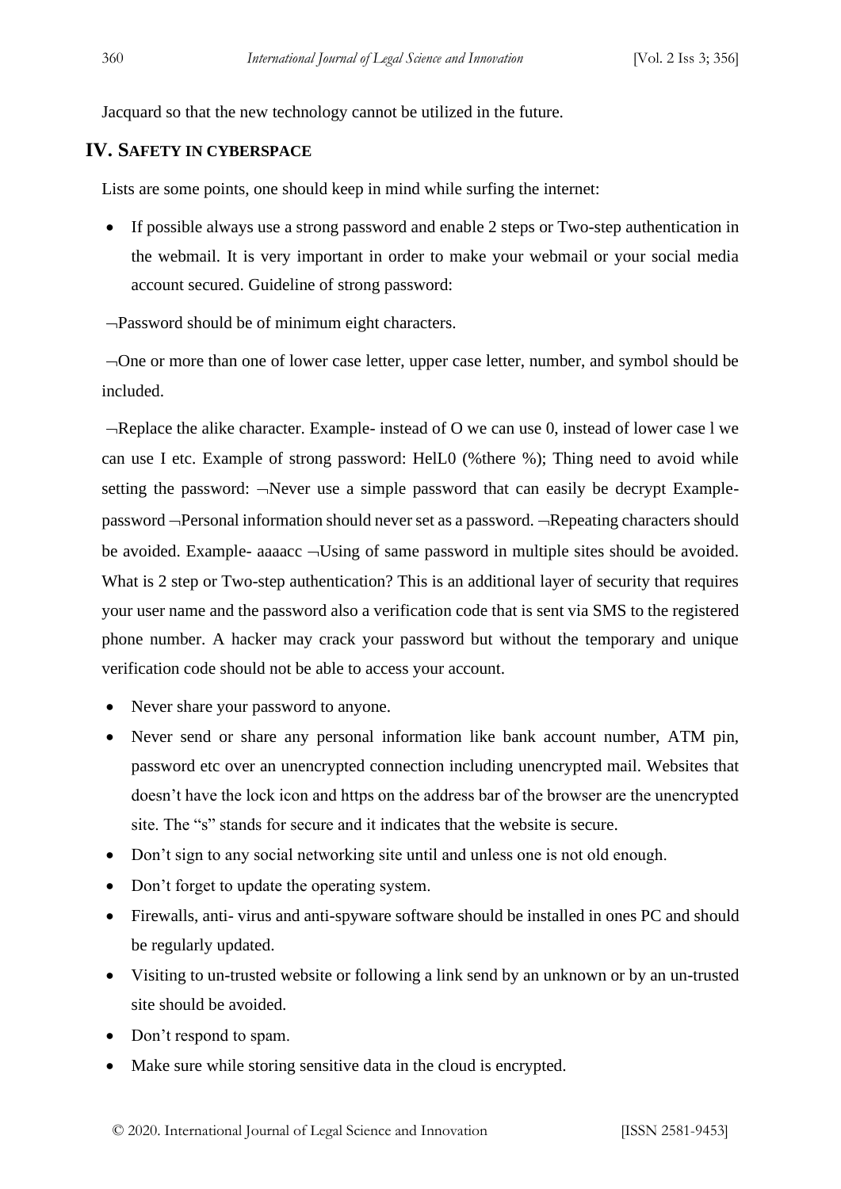Jacquard so that the new technology cannot be utilized in the future.

## IV. SAFETY IN CYBERSPACE

Lists are some points, one should keep in mind while surfing the internet:

- If possible always use a strong password and enable 2 steps or Two-step authentication in the webmail. It is very important in order to make your webmail or your social media account secured. Guideline of strong password:

¬Password should be of minimum eight characters.

¬One or more than one of lower case letter, upper case letter, number, and symbol should be included.

¬Replace the alike character. Example- instead of O we can use 0, instead of lower case l we can use I etc. Example of strong password: HelL0 (%there %); Thing need to avoid while setting the password: ¬Never use a simple password that can easily be decrypt Example- password ¬Personal information should never set as a password. ¬Repeating characters should be avoided. Example- aaaacc ¬Using of same password in multiple sites should be avoided. What is 2 step or Two-step authentication? This is an additional layer of security that requires your user name and the password also a verification code that is sent via SMS to the registered phone number. A hacker may crack your password but without the temporary and unique verification code should not be able to access your account.

- Never share your password to anyone.
- Never send or share any personal information like bank account number, ATM pin, password etc over an unencrypted connection including unencrypted mail. Websites that doesn't have the lock icon and https on the address bar of the browser are the unencrypted site. The "s" stands for secure and it indicates that the website is secure.
- Don't sign to any social networking site until and unless one is not old enough.
- Don't forget to update the operating system.
- Firewalls, anti- virus and anti-spyware software should be installed in ones PC and should be regularly updated.
- Visiting to un-trusted website or following a link send by an unknown or by an un-trusted site should be avoided.
- Don't respond to spam.
- Make sure while storing sensitive data in the cloud is encrypted.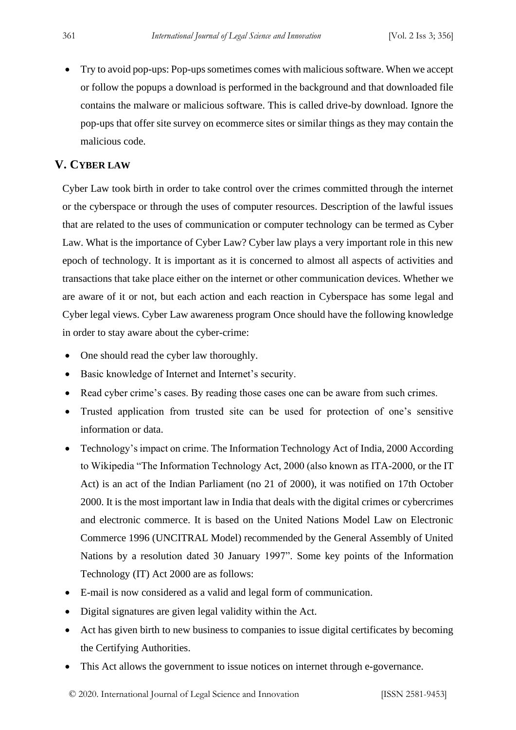- Try to avoid pop-ups: Pop-ups sometimes comes with malicious software. When we accept or follow the popups a download is performed in the background and that downloaded file contains the malware or malicious software. This is called drive-by download. Ignore the pop-ups that offer site survey on ecommerce sites or similar things as they may contain the malicious code.

## V. CYBER LAW

Cyber Law took birth in order to take control over the crimes committed through the internet or the cyberspace or through the uses of computer resources. Description of the lawful issues that are related to the uses of communication or computer technology can be termed as Cyber Law. What is the importance of Cyber Law? Cyber law plays a very important role in this new epoch of technology. It is important as it is concerned to almost all aspects of activities and transactions that take place either on the internet or other communication devices. Whether we are aware of it or not, but each action and each reaction in Cyberspace has some legal and Cyber legal views. Cyber Law awareness program Once should have the following knowledge in order to stay aware about the cyber-crime:

- One should read the cyber law thoroughly.
- Basic knowledge of Internet and Internet's security.
- Read cyber crime's cases. By reading those cases one can be aware from such crimes.
- Trusted application from trusted site can be used for protection of one's sensitive information or data.
- Technology's impact on crime. The Information Technology Act of India, 2000 According to Wikipedia "The Information Technology Act, 2000 (also known as ITA-2000, or the IT Act) is an act of the Indian Parliament (no 21 of 2000), it was notified on 17th October 2000. It is the most important law in India that deals with the digital crimes or cybercrimes and electronic commerce. It is based on the United Nations Model Law on Electronic Commerce 1996 (UNCITRAL Model) recommended by the General Assembly of United Nations by a resolution dated 30 January 1997". Some key points of the Information Technology (IT) Act 2000 are as follows:
- E-mail is now considered as a valid and legal form of communication.
- Digital signatures are given legal validity within the Act.
- Act has given birth to new business to companies to issue digital certificates by becoming the Certifying Authorities.
- This Act allows the government to issue notices on internet through e-governance.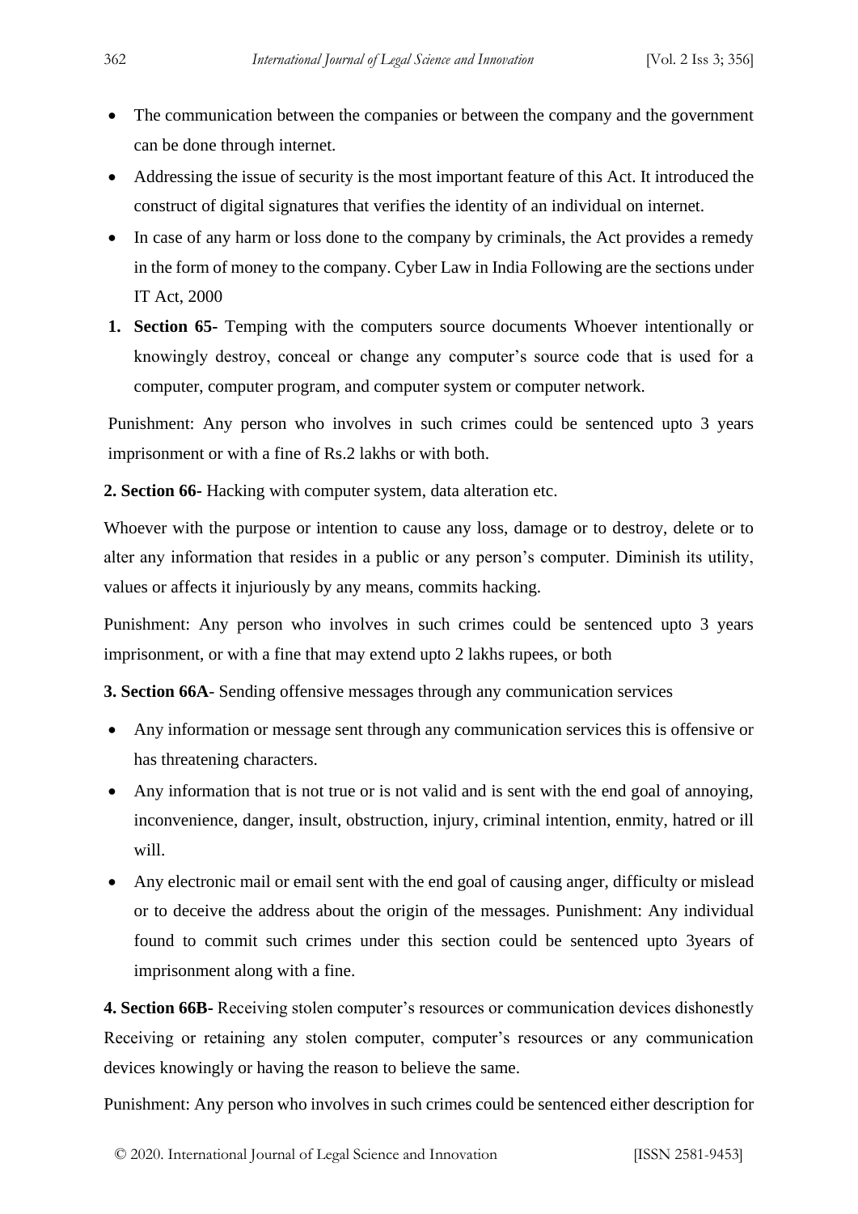- The communication between the companies or between the company and the government can be done through internet.
- Addressing the issue of security is the most important feature of this Act. It introduced the construct of digital signatures that verifies the identity of an individual on internet.
- In case of any harm or loss done to the company by criminals, the Act provides a remedy in the form of money to the company. Cyber Law in India Following are the sections under IT Act, 2000

1. **Section 65-** Temping with the computers source documents Whoever intentionally or knowingly destroy, conceal or change any computer's source code that is used for a computer, computer program, and computer system or computer network.

Punishment: Any person who involves in such crimes could be sentenced upto 3 years imprisonment or with a fine of Rs.2 lakhs or with both.

**2. Section 66-** Hacking with computer system, data alteration etc.

Whoever with the purpose or intention to cause any loss, damage or to destroy, delete or to alter any information that resides in a public or any person's computer. Diminish its utility, values or affects it injuriously by any means, commits hacking.

Punishment: Any person who involves in such crimes could be sentenced upto 3 years imprisonment, or with a fine that may extend upto 2 lakhs rupees, or both

**3. Section 66A**- Sending offensive messages through any communication services

- Any information or message sent through any communication services this is offensive or has threatening characters.
- Any information that is not true or is not valid and is sent with the end goal of annoying, inconvenience, danger, insult, obstruction, injury, criminal intention, enmity, hatred or ill will.
- Any electronic mail or email sent with the end goal of causing anger, difficulty or mislead or to deceive the address about the origin of the messages. Punishment: Any individual found to commit such crimes under this section could be sentenced upto 3years of imprisonment along with a fine.

**4. Section 66B-** Receiving stolen computer's resources or communication devices dishonestly Receiving or retaining any stolen computer, computer's resources or any communication devices knowingly or having the reason to believe the same.

Punishment: Any person who involves in such crimes could be sentenced either description for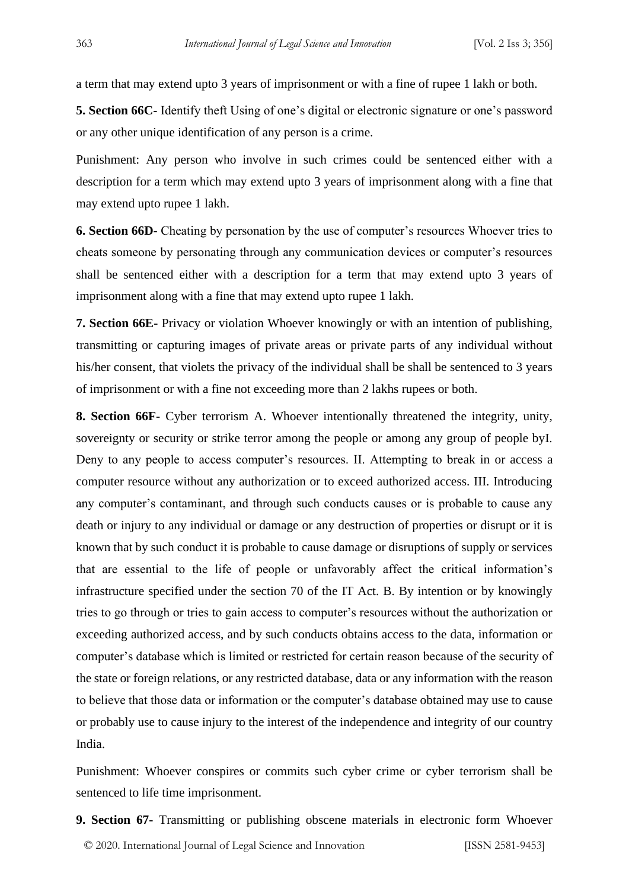a term that may extend upto 3 years of imprisonment or with a fine of rupee 1 lakh or both.

**5. Section 66C-** Identify theft Using of one's digital or electronic signature or one's password or any other unique identification of any person is a crime.

Punishment: Any person who involve in such crimes could be sentenced either with a description for a term which may extend upto 3 years of imprisonment along with a fine that may extend upto rupee 1 lakh.

**6. Section 66D-** Cheating by personation by the use of computer's resources Whoever tries to cheats someone by personating through any communication devices or computer's resources shall be sentenced either with a description for a term that may extend upto 3 years of imprisonment along with a fine that may extend upto rupee 1 lakh.

**7. Section 66E-** Privacy or violation Whoever knowingly or with an intention of publishing, transmitting or capturing images of private areas or private parts of any individual without his/her consent, that violets the privacy of the individual shall be shall be sentenced to 3 years of imprisonment or with a fine not exceeding more than 2 lakhs rupees or both.

**8. Section 66F-** Cyber terrorism A. Whoever intentionally threatened the integrity, unity, sovereignty or security or strike terror among the people or among any group of people byI. Deny to any people to access computer's resources. II. Attempting to break in or access a computer resource without any authorization or to exceed authorized access. III. Introducing any computer's contaminant, and through such conducts causes or is probable to cause any death or injury to any individual or damage or any destruction of properties or disrupt or it is known that by such conduct it is probable to cause damage or disruptions of supply or services that are essential to the life of people or unfavorably affect the critical information's infrastructure specified under the section 70 of the IT Act. B. By intention or by knowingly tries to go through or tries to gain access to computer's resources without the authorization or exceeding authorized access, and by such conducts obtains access to the data, information or computer's database which is limited or restricted for certain reason because of the security of the state or foreign relations, or any restricted database, data or any information with the reason to believe that those data or information or the computer's database obtained may use to cause or probably use to cause injury to the interest of the independence and integrity of our country India.

Punishment: Whoever conspires or commits such cyber crime or cyber terrorism shall be sentenced to life time imprisonment.

**9. Section 67-** Transmitting or publishing obscene materials in electronic form Whoever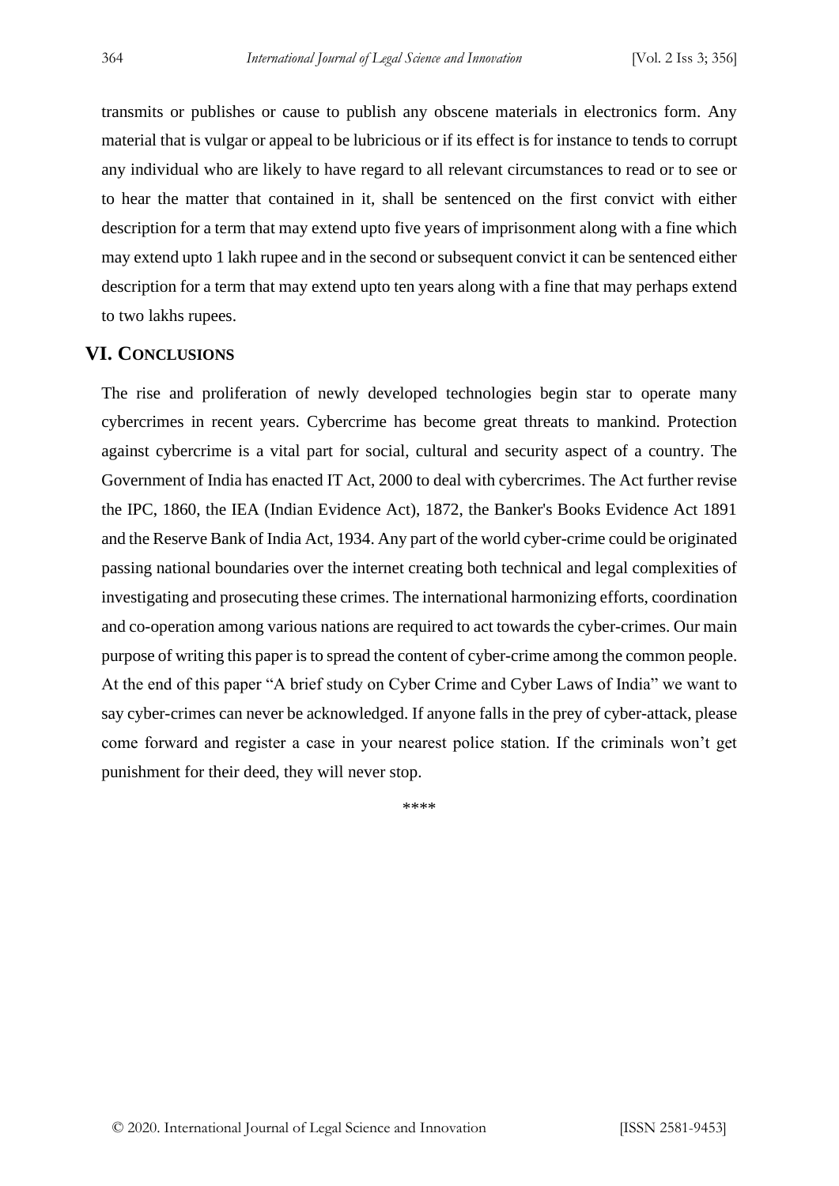transmits or publishes or cause to publish any obscene materials in electronics form. Any material that is vulgar or appeal to be lubricious or if its effect is for instance to tends to corrupt any individual who are likely to have regard to all relevant circumstances to read or to see or to hear the matter that contained in it, shall be sentenced on the first convict with either description for a term that may extend upto five years of imprisonment along with a fine which may extend upto 1 lakh rupee and in the second or subsequent convict it can be sentenced either description for a term that may extend upto ten years along with a fine that may perhaps extend to two lakhs rupees.

## VI. CONCLUSIONS

The rise and proliferation of newly developed technologies begin star to operate many cybercrimes in recent years. Cybercrime has become great threats to mankind. Protection against cybercrime is a vital part for social, cultural and security aspect of a country. The Government of India has enacted IT Act, 2000 to deal with cybercrimes. The Act further revise the IPC, 1860, the IEA (Indian Evidence Act), 1872, the Banker's Books Evidence Act 1891 and the Reserve Bank of India Act, 1934. Any part of the world cyber-crime could be originated passing national boundaries over the internet creating both technical and legal complexities of investigating and prosecuting these crimes. The international harmonizing efforts, coordination and co-operation among various nations are required to act towards the cyber-crimes. Our main purpose of writing this paper is to spread the content of cyber-crime among the common people. At the end of this paper "A brief study on Cyber Crime and Cyber Laws of India" we want to say cyber-crimes can never be acknowledged. If anyone falls in the prey of cyber-attack, please come forward and register a case in your nearest police station. If the criminals won't get punishment for their deed, they will never stop.

****